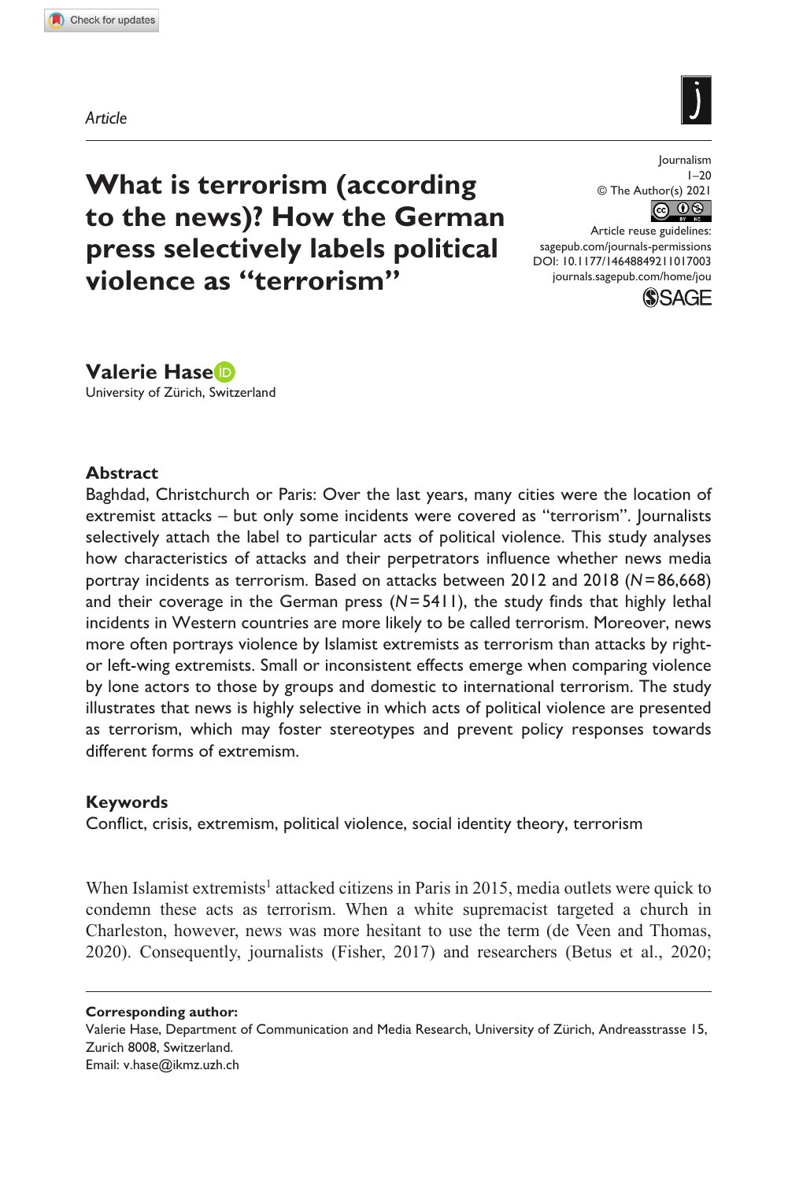*Article*

# What is terrorism (according to the news)? How the German press selectively labels political violence as "terrorism"

Journalism
1–20
© The Author(s) 2021
Article reuse guidelines:
sagepub.com/journals-permissions
DOI: 10.1177/14648849211017003
journals.sagepub.com/home/jou

**Valerie Hase**
University of Zürich, Switzerland

## Abstract

Baghdad, Christchurch or Paris: Over the last years, many cities were the location of extremist attacks – but only some incidents were covered as "terrorism". Journalists selectively attach the label to particular acts of political violence. This study analyses how characteristics of attacks and their perpetrators influence whether news media portray incidents as terrorism. Based on attacks between 2012 and 2018 ($N = 86,668$) and their coverage in the German press ($N = 5411$), the study finds that highly lethal incidents in Western countries are more likely to be called terrorism. Moreover, news more often portrays violence by Islamist extremists as terrorism than attacks by right- or left-wing extremists. Small or inconsistent effects emerge when comparing violence by lone actors to those by groups and domestic to international terrorism. The study illustrates that news is highly selective in which acts of political violence are presented as terrorism, which may foster stereotypes and prevent policy responses towards different forms of extremism.

## Keywords

Conflict, crisis, extremism, political violence, social identity theory, terrorism

When Islamist extremists[1] attacked citizens in Paris in 2015, media outlets were quick to condemn these acts as terrorism. When a white supremacist targeted a church in Charleston, however, news was more hesitant to use the term (de Veen and Thomas, 2020). Consequently, journalists (Fisher, 2017) and researchers (Betus et al., 2020;

**Corresponding author:**
Valerie Hase, Department of Communication and Media Research, University of Zürich, Andreasstrasse 15, Zurich 8008, Switzerland.
Email: v.hase@ikmz.uzh.ch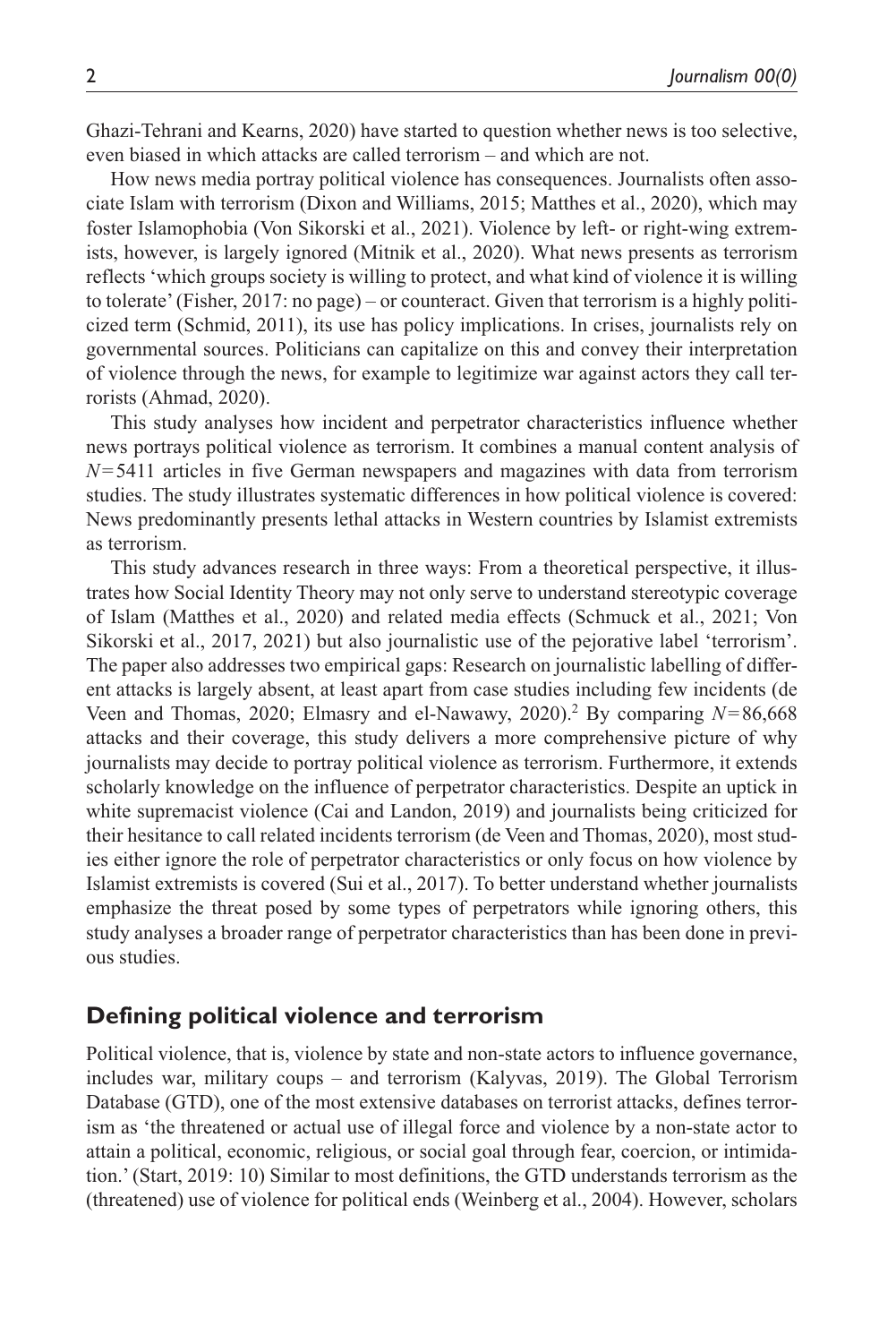Ghazi-Tehrani and Kearns, 2020) have started to question whether news is too selective, even biased in which attacks are called terrorism – and which are not.

How news media portray political violence has consequences. Journalists often associate Islam with terrorism (Dixon and Williams, 2015; Matthes et al., 2020), which may foster Islamophobia (Von Sikorski et al., 2021). Violence by left- or right-wing extremists, however, is largely ignored (Mitnik et al., 2020). What news presents as terrorism reflects 'which groups society is willing to protect, and what kind of violence it is willing to tolerate' (Fisher, 2017: no page) – or counteract. Given that terrorism is a highly politicized term (Schmid, 2011), its use has policy implications. In crises, journalists rely on governmental sources. Politicians can capitalize on this and convey their interpretation of violence through the news, for example to legitimize war against actors they call terrorists (Ahmad, 2020).

This study analyses how incident and perpetrator characteristics influence whether news portrays political violence as terrorism. It combines a manual content analysis of $N = 5411$ articles in five German newspapers and magazines with data from terrorism studies. The study illustrates systematic differences in how political violence is covered: News predominantly presents lethal attacks in Western countries by Islamist extremists as terrorism.

This study advances research in three ways: From a theoretical perspective, it illustrates how Social Identity Theory may not only serve to understand stereotypic coverage of Islam (Matthes et al., 2020) and related media effects (Schmuck et al., 2021; Von Sikorski et al., 2017, 2021) but also journalistic use of the pejorative label 'terrorism'. The paper also addresses two empirical gaps: Research on journalistic labelling of different attacks is largely absent, at least apart from case studies including few incidents (de Veen and Thomas, 2020; Elmasry and el-Nawawy, 2020).[2] By comparing $N = 86,668$ attacks and their coverage, this study delivers a more comprehensive picture of why journalists may decide to portray political violence as terrorism. Furthermore, it extends scholarly knowledge on the influence of perpetrator characteristics. Despite an uptick in white supremacist violence (Cai and Landon, 2019) and journalists being criticized for their hesitance to call related incidents terrorism (de Veen and Thomas, 2020), most studies either ignore the role of perpetrator characteristics or only focus on how violence by Islamist extremists is covered (Sui et al., 2017). To better understand whether journalists emphasize the threat posed by some types of perpetrators while ignoring others, this study analyses a broader range of perpetrator characteristics than has been done in previous studies.

## Defining political violence and terrorism

Political violence, that is, violence by state and non-state actors to influence governance, includes war, military coups – and terrorism (Kalyvas, 2019). The Global Terrorism Database (GTD), one of the most extensive databases on terrorist attacks, defines terrorism as 'the threatened or actual use of illegal force and violence by a non-state actor to attain a political, economic, religious, or social goal through fear, coercion, or intimidation.' (Start, 2019: 10) Similar to most definitions, the GTD understands terrorism as the (threatened) use of violence for political ends (Weinberg et al., 2004). However, scholars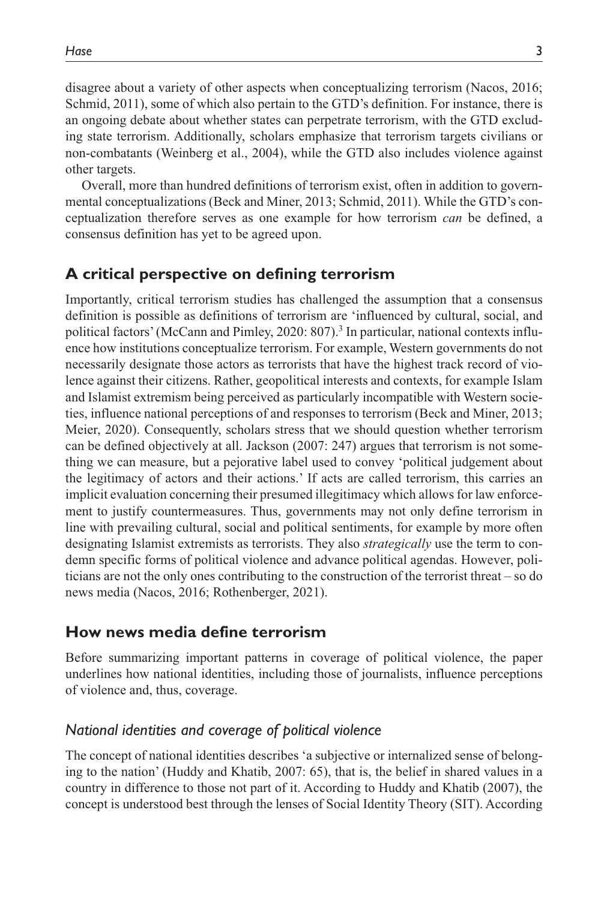disagree about a variety of other aspects when conceptualizing terrorism (Nacos, 2016; Schmid, 2011), some of which also pertain to the GTD's definition. For instance, there is an ongoing debate about whether states can perpetrate terrorism, with the GTD excluding state terrorism. Additionally, scholars emphasize that terrorism targets civilians or non-combatants (Weinberg et al., 2004), while the GTD also includes violence against other targets.

Overall, more than hundred definitions of terrorism exist, often in addition to governmental conceptualizations (Beck and Miner, 2013; Schmid, 2011). While the GTD's conceptualization therefore serves as one example for how terrorism *can* be defined, a consensus definition has yet to be agreed upon.

## A critical perspective on defining terrorism

Importantly, critical terrorism studies has challenged the assumption that a consensus definition is possible as definitions of terrorism are 'influenced by cultural, social, and political factors' (McCann and Pimley, 2020: 807).[3] In particular, national contexts influence how institutions conceptualize terrorism. For example, Western governments do not necessarily designate those actors as terrorists that have the highest track record of violence against their citizens. Rather, geopolitical interests and contexts, for example Islam and Islamist extremism being perceived as particularly incompatible with Western societies, influence national perceptions of and responses to terrorism (Beck and Miner, 2013; Meier, 2020). Consequently, scholars stress that we should question whether terrorism can be defined objectively at all. Jackson (2007: 247) argues that terrorism is not something we can measure, but a pejorative label used to convey 'political judgement about the legitimacy of actors and their actions.' If acts are called terrorism, this carries an implicit evaluation concerning their presumed illegitimacy which allows for law enforcement to justify countermeasures. Thus, governments may not only define terrorism in line with prevailing cultural, social and political sentiments, for example by more often designating Islamist extremists as terrorists. They also *strategically* use the term to condemn specific forms of political violence and advance political agendas. However, politicians are not the only ones contributing to the construction of the terrorist threat – so do news media (Nacos, 2016; Rothenberger, 2021).

## How news media define terrorism

Before summarizing important patterns in coverage of political violence, the paper underlines how national identities, including those of journalists, influence perceptions of violence and, thus, coverage.

### *National identities and coverage of political violence*

The concept of national identities describes 'a subjective or internalized sense of belonging to the nation' (Huddy and Khatib, 2007: 65), that is, the belief in shared values in a country in difference to those not part of it. According to Huddy and Khatib (2007), the concept is understood best through the lenses of Social Identity Theory (SIT). According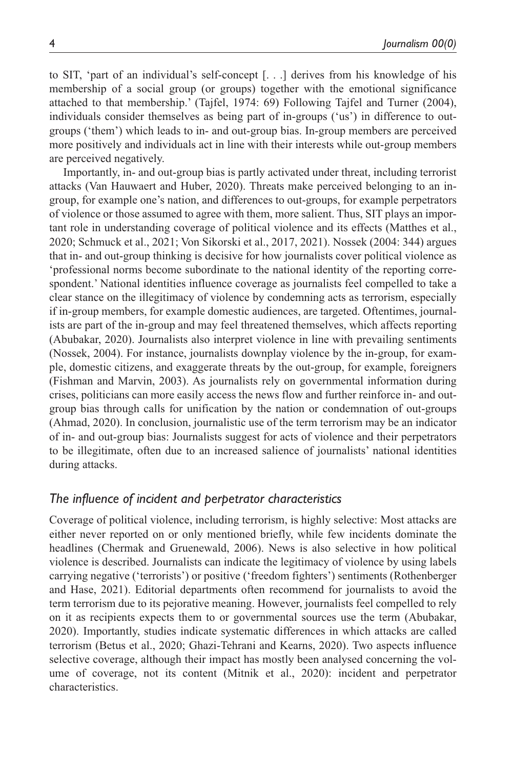to SIT, 'part of an individual's self-concept [. . .] derives from his knowledge of his membership of a social group (or groups) together with the emotional significance attached to that membership.' (Tajfel, 1974: 69) Following Tajfel and Turner (2004), individuals consider themselves as being part of in-groups ('us') in difference to out-groups ('them') which leads to in- and out-group bias. In-group members are perceived more positively and individuals act in line with their interests while out-group members are perceived negatively.

Importantly, in- and out-group bias is partly activated under threat, including terrorist attacks (Van Hauwaert and Huber, 2020). Threats make perceived belonging to an in-group, for example one's nation, and differences to out-groups, for example perpetrators of violence or those assumed to agree with them, more salient. Thus, SIT plays an important role in understanding coverage of political violence and its effects (Matthes et al., 2020; Schmuck et al., 2021; Von Sikorski et al., 2017, 2021). Nossek (2004: 344) argues that in- and out-group thinking is decisive for how journalists cover political violence as 'professional norms become subordinate to the national identity of the reporting correspondent.' National identities influence coverage as journalists feel compelled to take a clear stance on the illegitimacy of violence by condemning acts as terrorism, especially if in-group members, for example domestic audiences, are targeted. Oftentimes, journalists are part of the in-group and may feel threatened themselves, which affects reporting (Abubakar, 2020). Journalists also interpret violence in line with prevailing sentiments (Nossek, 2004). For instance, journalists downplay violence by the in-group, for example, domestic citizens, and exaggerate threats by the out-group, for example, foreigners (Fishman and Marvin, 2003). As journalists rely on governmental information during crises, politicians can more easily access the news flow and further reinforce in- and out-group bias through calls for unification by the nation or condemnation of out-groups (Ahmad, 2020). In conclusion, journalistic use of the term terrorism may be an indicator of in- and out-group bias: Journalists suggest for acts of violence and their perpetrators to be illegitimate, often due to an increased salience of journalists' national identities during attacks.

### *The influence of incident and perpetrator characteristics*

Coverage of political violence, including terrorism, is highly selective: Most attacks are either never reported on or only mentioned briefly, while few incidents dominate the headlines (Chermak and Gruenewald, 2006). News is also selective in how political violence is described. Journalists can indicate the legitimacy of violence by using labels carrying negative ('terrorists') or positive ('freedom fighters') sentiments (Rothenberger and Hase, 2021). Editorial departments often recommend for journalists to avoid the term terrorism due to its pejorative meaning. However, journalists feel compelled to rely on it as recipients expects them to or governmental sources use the term (Abubakar, 2020). Importantly, studies indicate systematic differences in which attacks are called terrorism (Betus et al., 2020; Ghazi-Tehrani and Kearns, 2020). Two aspects influence selective coverage, although their impact has mostly been analysed concerning the volume of coverage, not its content (Mitnik et al., 2020): incident and perpetrator characteristics.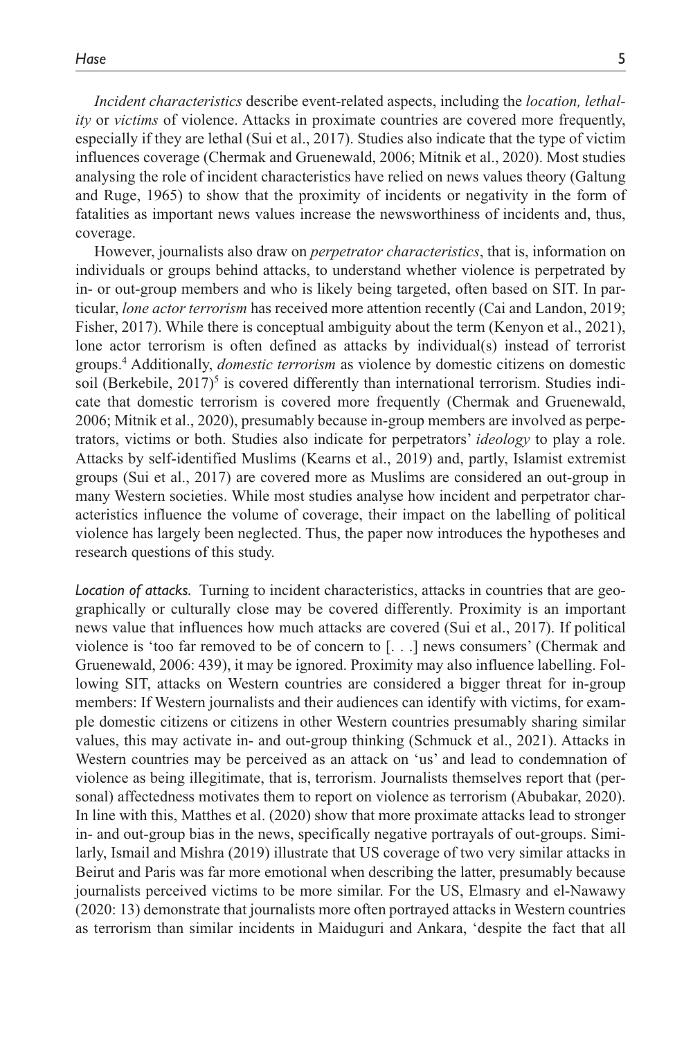*Incident characteristics* describe event-related aspects, including the *location, lethality* or *victims* of violence. Attacks in proximate countries are covered more frequently, especially if they are lethal (Sui et al., 2017). Studies also indicate that the type of victim influences coverage (Chermak and Gruenewald, 2006; Mitnik et al., 2020). Most studies analysing the role of incident characteristics have relied on news values theory (Galtung and Ruge, 1965) to show that the proximity of incidents or negativity in the form of fatalities as important news values increase the newsworthiness of incidents and, thus, coverage.

However, journalists also draw on *perpetrator characteristics*, that is, information on individuals or groups behind attacks, to understand whether violence is perpetrated by in- or out-group members and who is likely being targeted, often based on SIT. In particular, *lone actor terrorism* has received more attention recently (Cai and Landon, 2019; Fisher, 2017). While there is conceptual ambiguity about the term (Kenyon et al., 2021), lone actor terrorism is often defined as attacks by individual(s) instead of terrorist groups.[4] Additionally, *domestic terrorism* as violence by domestic citizens on domestic soil (Berkebile, 2017)[5] is covered differently than international terrorism. Studies indicate that domestic terrorism is covered more frequently (Chermak and Gruenewald, 2006; Mitnik et al., 2020), presumably because in-group members are involved as perpetrators, victims or both. Studies also indicate for perpetrators' *ideology* to play a role. Attacks by self-identified Muslims (Kearns et al., 2019) and, partly, Islamist extremist groups (Sui et al., 2017) are covered more as Muslims are considered an out-group in many Western societies. While most studies analyse how incident and perpetrator characteristics influence the volume of coverage, their impact on the labelling of political violence has largely been neglected. Thus, the paper now introduces the hypotheses and research questions of this study.

*Location of attacks.* Turning to incident characteristics, attacks in countries that are geographically or culturally close may be covered differently. Proximity is an important news value that influences how much attacks are covered (Sui et al., 2017). If political violence is 'too far removed to be of concern to [. . .] news consumers' (Chermak and Gruenewald, 2006: 439), it may be ignored. Proximity may also influence labelling. Following SIT, attacks on Western countries are considered a bigger threat for in-group members: If Western journalists and their audiences can identify with victims, for example domestic citizens or citizens in other Western countries presumably sharing similar values, this may activate in- and out-group thinking (Schmuck et al., 2021). Attacks in Western countries may be perceived as an attack on 'us' and lead to condemnation of violence as being illegitimate, that is, terrorism. Journalists themselves report that (personal) affectedness motivates them to report on violence as terrorism (Abubakar, 2020). In line with this, Matthes et al. (2020) show that more proximate attacks lead to stronger in- and out-group bias in the news, specifically negative portrayals of out-groups. Similarly, Ismail and Mishra (2019) illustrate that US coverage of two very similar attacks in Beirut and Paris was far more emotional when describing the latter, presumably because journalists perceived victims to be more similar. For the US, Elmasry and el-Nawawy (2020: 13) demonstrate that journalists more often portrayed attacks in Western countries as terrorism than similar incidents in Maiduguri and Ankara, 'despite the fact that all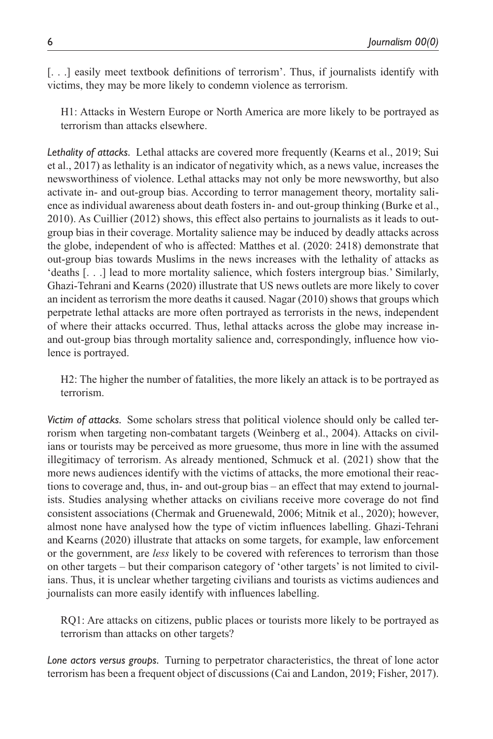[. . .] easily meet textbook definitions of terrorism'. Thus, if journalists identify with victims, they may be more likely to condemn violence as terrorism.

> H1: Attacks in Western Europe or North America are more likely to be portrayed as terrorism than attacks elsewhere.

*Lethality of attacks.* Lethal attacks are covered more frequently (Kearns et al., 2019; Sui et al., 2017) as lethality is an indicator of negativity which, as a news value, increases the newsworthiness of violence. Lethal attacks may not only be more newsworthy, but also activate in- and out-group bias. According to terror management theory, mortality salience as individual awareness about death fosters in- and out-group thinking (Burke et al., 2010). As Cuillier (2012) shows, this effect also pertains to journalists as it leads to out-group bias in their coverage. Mortality salience may be induced by deadly attacks across the globe, independent of who is affected: Matthes et al. (2020: 2418) demonstrate that out-group bias towards Muslims in the news increases with the lethality of attacks as 'deaths [. . .] lead to more mortality salience, which fosters intergroup bias.' Similarly, Ghazi-Tehrani and Kearns (2020) illustrate that US news outlets are more likely to cover an incident as terrorism the more deaths it caused. Nagar (2010) shows that groups which perpetrate lethal attacks are more often portrayed as terrorists in the news, independent of where their attacks occurred. Thus, lethal attacks across the globe may increase in- and out-group bias through mortality salience and, correspondingly, influence how violence is portrayed.

> H2: The higher the number of fatalities, the more likely an attack is to be portrayed as terrorism.

*Victim of attacks.* Some scholars stress that political violence should only be called terrorism when targeting non-combatant targets (Weinberg et al., 2004). Attacks on civilians or tourists may be perceived as more gruesome, thus more in line with the assumed illegitimacy of terrorism. As already mentioned, Schmuck et al. (2021) show that the more news audiences identify with the victims of attacks, the more emotional their reactions to coverage and, thus, in- and out-group bias – an effect that may extend to journalists. Studies analysing whether attacks on civilians receive more coverage do not find consistent associations (Chermak and Gruenewald, 2006; Mitnik et al., 2020); however, almost none have analysed how the type of victim influences labelling. Ghazi-Tehrani and Kearns (2020) illustrate that attacks on some targets, for example, law enforcement or the government, are *less* likely to be covered with references to terrorism than those on other targets – but their comparison category of 'other targets' is not limited to civilians. Thus, it is unclear whether targeting civilians and tourists as victims audiences and journalists can more easily identify with influences labelling.

> RQ1: Are attacks on citizens, public places or tourists more likely to be portrayed as terrorism than attacks on other targets?

*Lone actors versus groups.* Turning to perpetrator characteristics, the threat of lone actor terrorism has been a frequent object of discussions (Cai and Landon, 2019; Fisher, 2017).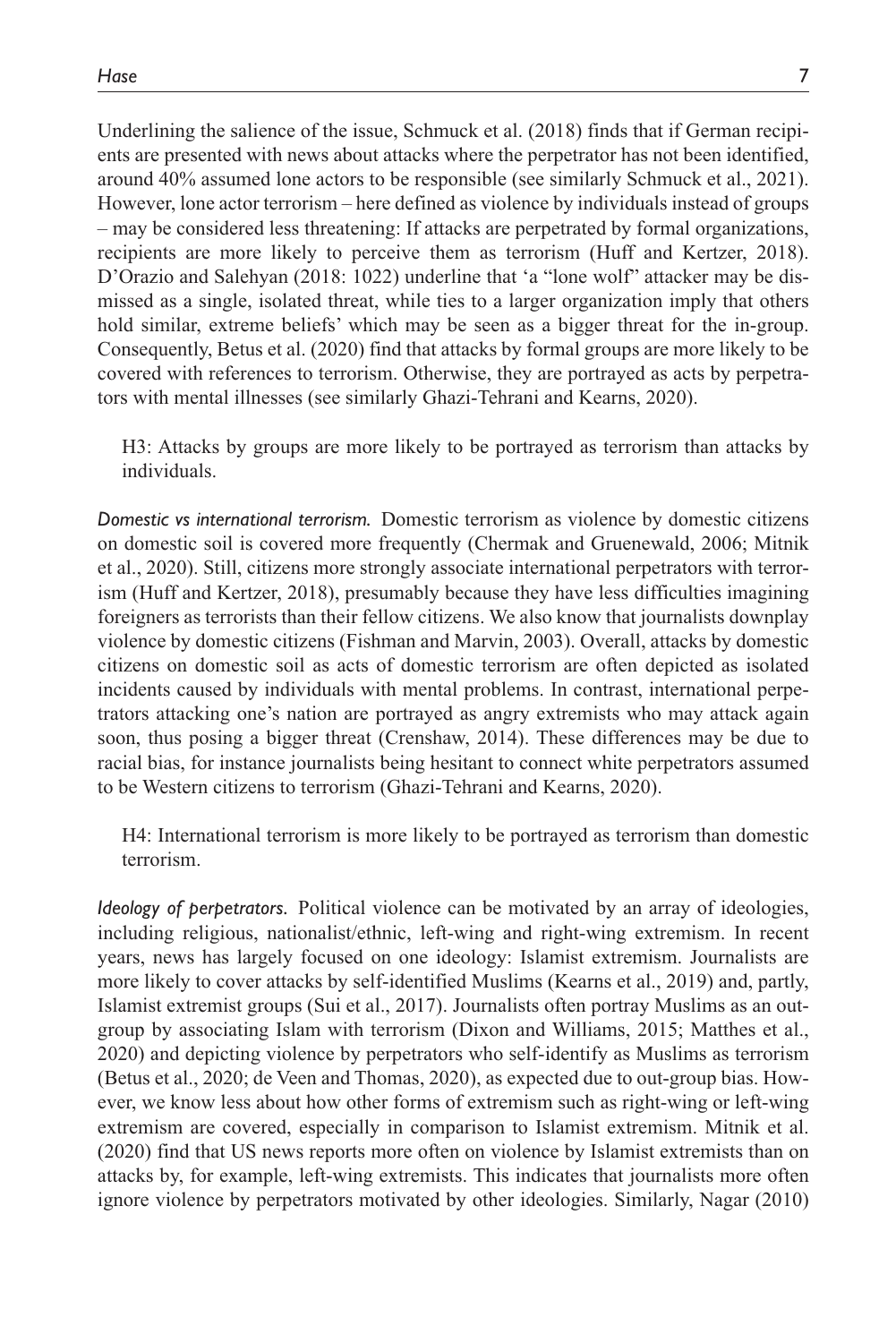Underlining the salience of the issue, Schmuck et al. (2018) finds that if German recipients are presented with news about attacks where the perpetrator has not been identified, around 40% assumed lone actors to be responsible (see similarly Schmuck et al., 2021). However, lone actor terrorism – here defined as violence by individuals instead of groups – may be considered less threatening: If attacks are perpetrated by formal organizations, recipients are more likely to perceive them as terrorism (Huff and Kertzer, 2018). D'Orazio and Salehyan (2018: 1022) underline that 'a "lone wolf" attacker may be dismissed as a single, isolated threat, while ties to a larger organization imply that others hold similar, extreme beliefs' which may be seen as a bigger threat for the in-group. Consequently, Betus et al. (2020) find that attacks by formal groups are more likely to be covered with references to terrorism. Otherwise, they are portrayed as acts by perpetrators with mental illnesses (see similarly Ghazi-Tehrani and Kearns, 2020).

> H3: Attacks by groups are more likely to be portrayed as terrorism than attacks by individuals.

*Domestic vs international terrorism.* Domestic terrorism as violence by domestic citizens on domestic soil is covered more frequently (Chermak and Gruenewald, 2006; Mitnik et al., 2020). Still, citizens more strongly associate international perpetrators with terrorism (Huff and Kertzer, 2018), presumably because they have less difficulties imagining foreigners as terrorists than their fellow citizens. We also know that journalists downplay violence by domestic citizens (Fishman and Marvin, 2003). Overall, attacks by domestic citizens on domestic soil as acts of domestic terrorism are often depicted as isolated incidents caused by individuals with mental problems. In contrast, international perpetrators attacking one's nation are portrayed as angry extremists who may attack again soon, thus posing a bigger threat (Crenshaw, 2014). These differences may be due to racial bias, for instance journalists being hesitant to connect white perpetrators assumed to be Western citizens to terrorism (Ghazi-Tehrani and Kearns, 2020).

> H4: International terrorism is more likely to be portrayed as terrorism than domestic terrorism.

*Ideology of perpetrators.* Political violence can be motivated by an array of ideologies, including religious, nationalist/ethnic, left-wing and right-wing extremism. In recent years, news has largely focused on one ideology: Islamist extremism. Journalists are more likely to cover attacks by self-identified Muslims (Kearns et al., 2019) and, partly, Islamist extremist groups (Sui et al., 2017). Journalists often portray Muslims as an outgroup by associating Islam with terrorism (Dixon and Williams, 2015; Matthes et al., 2020) and depicting violence by perpetrators who self-identify as Muslims as terrorism (Betus et al., 2020; de Veen and Thomas, 2020), as expected due to out-group bias. However, we know less about how other forms of extremism such as right-wing or left-wing extremism are covered, especially in comparison to Islamist extremism. Mitnik et al. (2020) find that US news reports more often on violence by Islamist extremists than on attacks by, for example, left-wing extremists. This indicates that journalists more often ignore violence by perpetrators motivated by other ideologies. Similarly, Nagar (2010)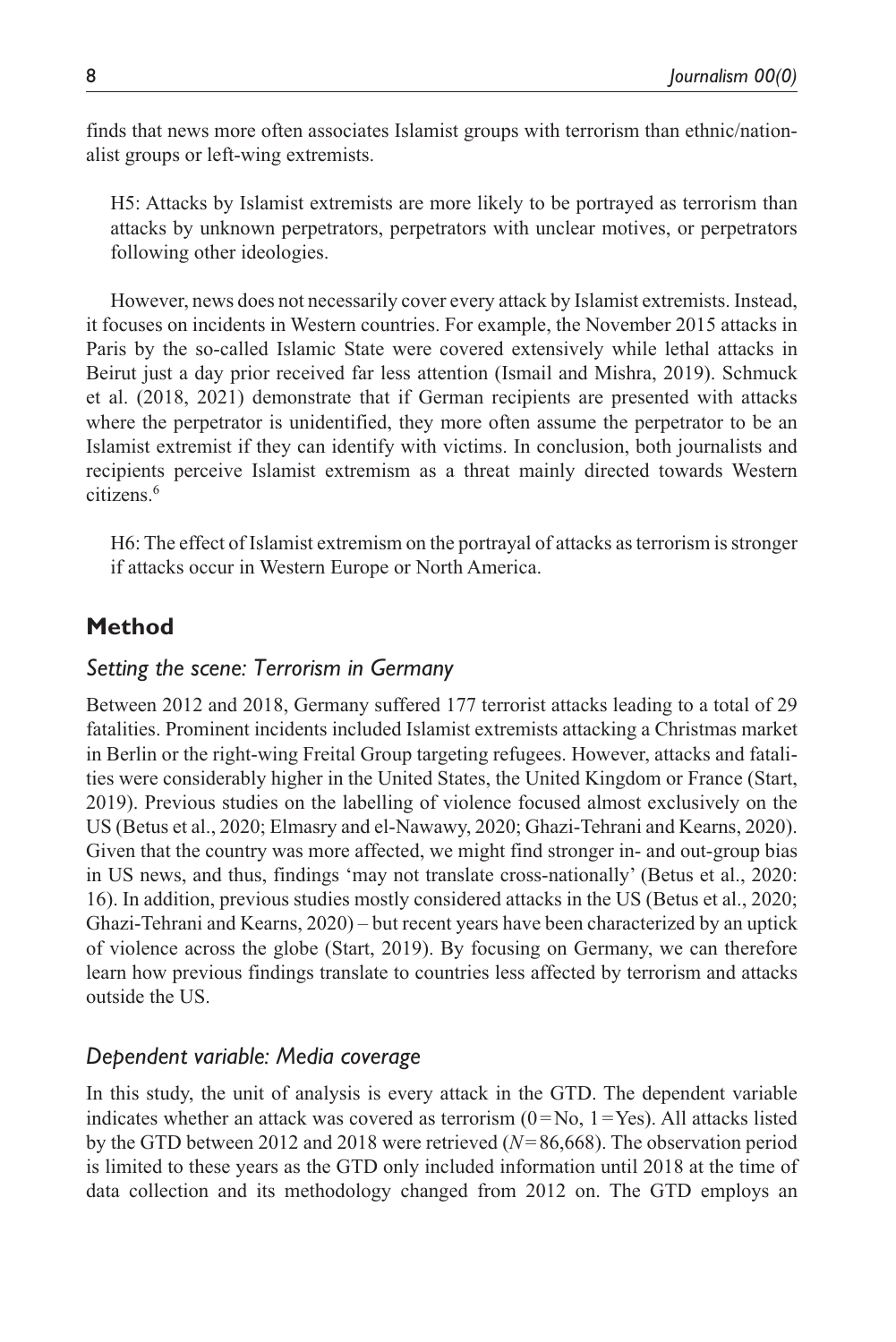finds that news more often associates Islamist groups with terrorism than ethnic/nationalist groups or left-wing extremists.

> H5: Attacks by Islamist extremists are more likely to be portrayed as terrorism than attacks by unknown perpetrators, perpetrators with unclear motives, or perpetrators following other ideologies.

However, news does not necessarily cover every attack by Islamist extremists. Instead, it focuses on incidents in Western countries. For example, the November 2015 attacks in Paris by the so-called Islamic State were covered extensively while lethal attacks in Beirut just a day prior received far less attention (Ismail and Mishra, 2019). Schmuck et al. (2018, 2021) demonstrate that if German recipients are presented with attacks where the perpetrator is unidentified, they more often assume the perpetrator to be an Islamist extremist if they can identify with victims. In conclusion, both journalists and recipients perceive Islamist extremism as a threat mainly directed towards Western citizens.[6]

> H6: The effect of Islamist extremism on the portrayal of attacks as terrorism is stronger if attacks occur in Western Europe or North America.

## Method

### *Setting the scene: Terrorism in Germany*

Between 2012 and 2018, Germany suffered 177 terrorist attacks leading to a total of 29 fatalities. Prominent incidents included Islamist extremists attacking a Christmas market in Berlin or the right-wing Freital Group targeting refugees. However, attacks and fatalities were considerably higher in the United States, the United Kingdom or France (Start, 2019). Previous studies on the labelling of violence focused almost exclusively on the US (Betus et al., 2020; Elmasry and el-Nawawy, 2020; Ghazi-Tehrani and Kearns, 2020). Given that the country was more affected, we might find stronger in- and out-group bias in US news, and thus, findings 'may not translate cross-nationally' (Betus et al., 2020: 16). In addition, previous studies mostly considered attacks in the US (Betus et al., 2020; Ghazi-Tehrani and Kearns, 2020) – but recent years have been characterized by an uptick of violence across the globe (Start, 2019). By focusing on Germany, we can therefore learn how previous findings translate to countries less affected by terrorism and attacks outside the US.

### *Dependent variable: Media coverage*

In this study, the unit of analysis is every attack in the GTD. The dependent variable indicates whether an attack was covered as terrorism (0 = No, 1 = Yes). All attacks listed by the GTD between 2012 and 2018 were retrieved ($N = 86{,}668$). The observation period is limited to these years as the GTD only included information until 2018 at the time of data collection and its methodology changed from 2012 on. The GTD employs an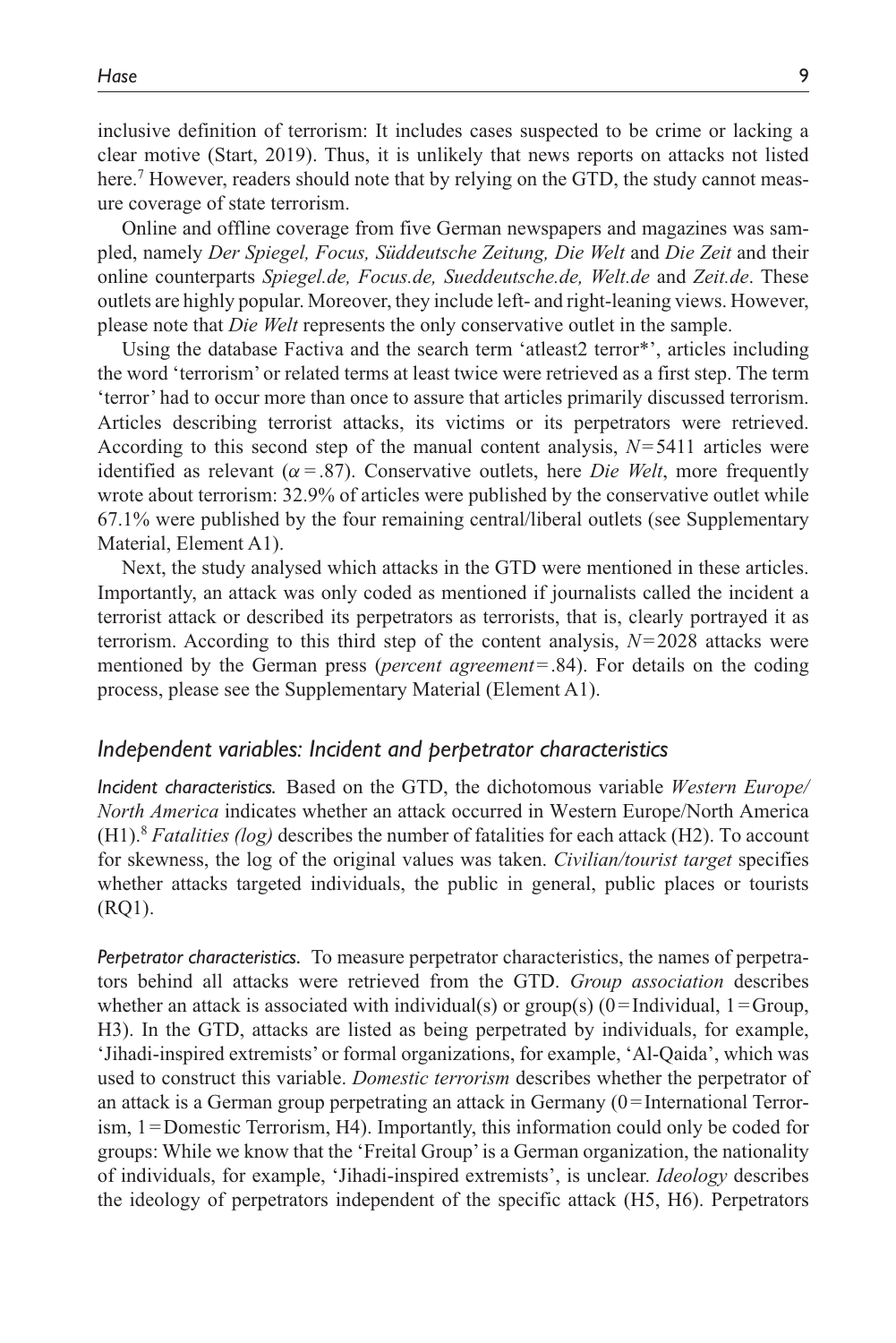inclusive definition of terrorism: It includes cases suspected to be crime or lacking a clear motive (Start, 2019). Thus, it is unlikely that news reports on attacks not listed here.[7] However, readers should note that by relying on the GTD, the study cannot measure coverage of state terrorism.

Online and offline coverage from five German newspapers and magazines was sampled, namely *Der Spiegel, Focus, Süddeutsche Zeitung, Die Welt* and *Die Zeit* and their online counterparts *Spiegel.de, Focus.de, Sueddeutsche.de, Welt.de* and *Zeit.de*. These outlets are highly popular. Moreover, they include left- and right-leaning views. However, please note that *Die Welt* represents the only conservative outlet in the sample.

Using the database Factiva and the search term 'atleast2 terror*', articles including the word 'terrorism' or related terms at least twice were retrieved as a first step. The term 'terror' had to occur more than once to assure that articles primarily discussed terrorism. Articles describing terrorist attacks, its victims or its perpetrators were retrieved. According to this second step of the manual content analysis, $N=5411$ articles were identified as relevant ($\alpha=.87$). Conservative outlets, here *Die Welt*, more frequently wrote about terrorism: 32.9% of articles were published by the conservative outlet while 67.1% were published by the four remaining central/liberal outlets (see Supplementary Material, Element A1).

Next, the study analysed which attacks in the GTD were mentioned in these articles. Importantly, an attack was only coded as mentioned if journalists called the incident a terrorist attack or described its perpetrators as terrorists, that is, clearly portrayed it as terrorism. According to this third step of the content analysis, $N=2028$ attacks were mentioned by the German press (*percent agreement*$=.84$). For details on the coding process, please see the Supplementary Material (Element A1).

### *Independent variables: Incident and perpetrator characteristics*

***Incident characteristics.*** Based on the GTD, the dichotomous variable *Western Europe/North America* indicates whether an attack occurred in Western Europe/North America (H1).[8] *Fatalities (log)* describes the number of fatalities for each attack (H2). To account for skewness, the log of the original values was taken. *Civilian/tourist target* specifies whether attacks targeted individuals, the public in general, public places or tourists (RQ1).

***Perpetrator characteristics.*** To measure perpetrator characteristics, the names of perpetrators behind all attacks were retrieved from the GTD. *Group association* describes whether an attack is associated with individual(s) or group(s) (0 = Individual, 1 = Group, H3). In the GTD, attacks are listed as being perpetrated by individuals, for example, 'Jihadi-inspired extremists' or formal organizations, for example, 'Al-Qaida', which was used to construct this variable. *Domestic terrorism* describes whether the perpetrator of an attack is a German group perpetrating an attack in Germany (0 = International Terrorism, 1 = Domestic Terrorism, H4). Importantly, this information could only be coded for groups: While we know that the 'Freital Group' is a German organization, the nationality of individuals, for example, 'Jihadi-inspired extremists', is unclear. *Ideology* describes the ideology of perpetrators independent of the specific attack (H5, H6). Perpetrators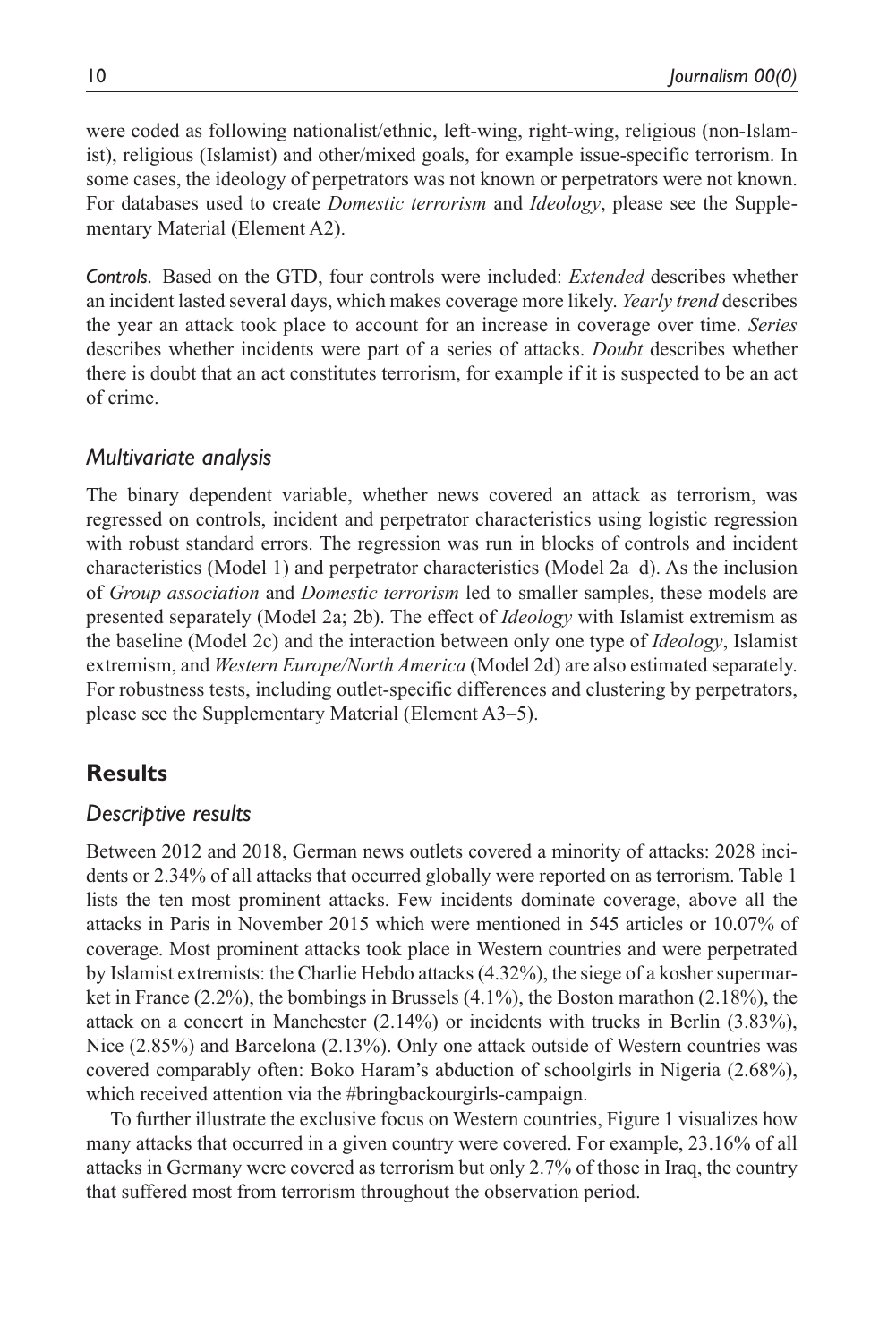were coded as following nationalist/ethnic, left-wing, right-wing, religious (non-Islamist), religious (Islamist) and other/mixed goals, for example issue-specific terrorism. In some cases, the ideology of perpetrators was not known or perpetrators were not known. For databases used to create *Domestic terrorism* and *Ideology*, please see the Supplementary Material (Element A2).

*Controls.* Based on the GTD, four controls were included: *Extended* describes whether an incident lasted several days, which makes coverage more likely. *Yearly trend* describes the year an attack took place to account for an increase in coverage over time. *Series* describes whether incidents were part of a series of attacks. *Doubt* describes whether there is doubt that an act constitutes terrorism, for example if it is suspected to be an act of crime.

### *Multivariate analysis*

The binary dependent variable, whether news covered an attack as terrorism, was regressed on controls, incident and perpetrator characteristics using logistic regression with robust standard errors. The regression was run in blocks of controls and incident characteristics (Model 1) and perpetrator characteristics (Model 2a–d). As the inclusion of *Group association* and *Domestic terrorism* led to smaller samples, these models are presented separately (Model 2a; 2b). The effect of *Ideology* with Islamist extremism as the baseline (Model 2c) and the interaction between only one type of *Ideology*, Islamist extremism, and *Western Europe/North America* (Model 2d) are also estimated separately. For robustness tests, including outlet-specific differences and clustering by perpetrators, please see the Supplementary Material (Element A3–5).

## Results

### *Descriptive results*

Between 2012 and 2018, German news outlets covered a minority of attacks: 2028 incidents or 2.34% of all attacks that occurred globally were reported on as terrorism. Table 1 lists the ten most prominent attacks. Few incidents dominate coverage, above all the attacks in Paris in November 2015 which were mentioned in 545 articles or 10.07% of coverage. Most prominent attacks took place in Western countries and were perpetrated by Islamist extremists: the Charlie Hebdo attacks (4.32%), the siege of a kosher supermarket in France (2.2%), the bombings in Brussels (4.1%), the Boston marathon (2.18%), the attack on a concert in Manchester (2.14%) or incidents with trucks in Berlin (3.83%), Nice (2.85%) and Barcelona (2.13%). Only one attack outside of Western countries was covered comparably often: Boko Haram's abduction of schoolgirls in Nigeria (2.68%), which received attention via the #bringbackourgirls-campaign.

To further illustrate the exclusive focus on Western countries, Figure 1 visualizes how many attacks that occurred in a given country were covered. For example, 23.16% of all attacks in Germany were covered as terrorism but only 2.7% of those in Iraq, the country that suffered most from terrorism throughout the observation period.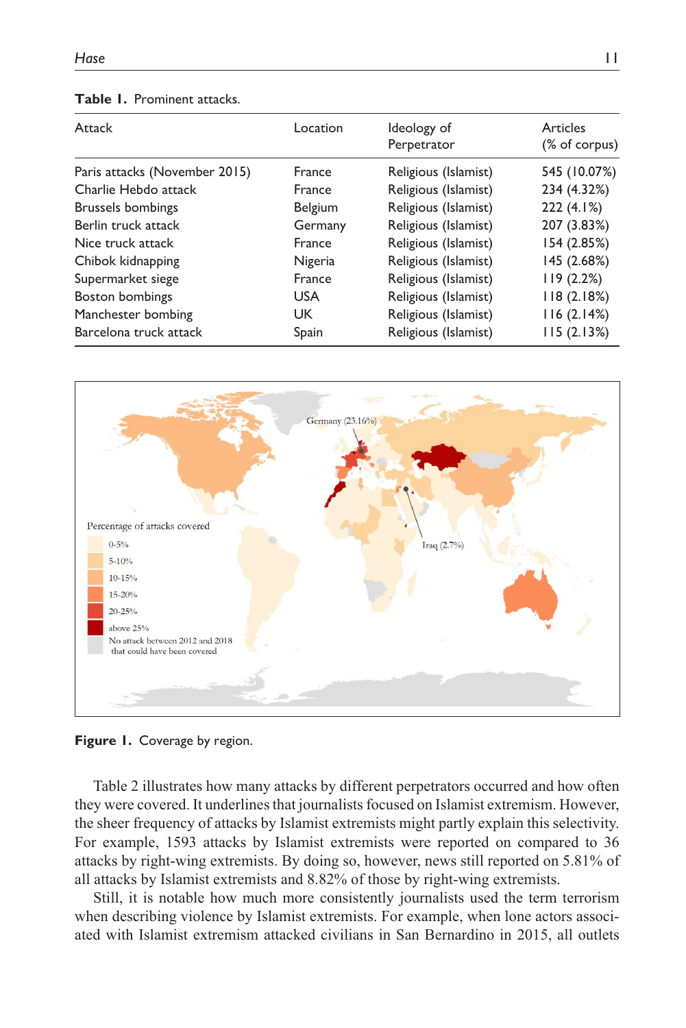**Table 1.** Prominent attacks.

| Attack | Location | Ideology of Perpetrator | Articles (% of corpus) |
|---|---|---|---|
| Paris attacks (November 2015) | France | Religious (Islamist) | 545 (10.07%) |
| Charlie Hebdo attack | France | Religious (Islamist) | 234 (4.32%) |
| Brussels bombings | Belgium | Religious (Islamist) | 222 (4.1%) |
| Berlin truck attack | Germany | Religious (Islamist) | 207 (3.83%) |
| Nice truck attack | France | Religious (Islamist) | 154 (2.85%) |
| Chibok kidnapping | Nigeria | Religious (Islamist) | 145 (2.68%) |
| Supermarket siege | France | Religious (Islamist) | 119 (2.2%) |
| Boston bombings | USA | Religious (Islamist) | 118 (2.18%) |
| Manchester bombing | UK | Religious (Islamist) | 116 (2.14%) |
| Barcelona truck attack | Spain | Religious (Islamist) | 115 (2.13%) |

**Figure 1.** Coverage by region.

Table 2 illustrates how many attacks by different perpetrators occurred and how often they were covered. It underlines that journalists focused on Islamist extremism. However, the sheer frequency of attacks by Islamist extremists might partly explain this selectivity. For example, 1593 attacks by Islamist extremists were reported on compared to 36 attacks by right-wing extremists. By doing so, however, news still reported on 5.81% of all attacks by Islamist extremists and 8.82% of those by right-wing extremists.

Still, it is notable how much more consistently journalists used the term terrorism when describing violence by Islamist extremists. For example, when lone actors associated with Islamist extremism attacked civilians in San Bernardino in 2015, all outlets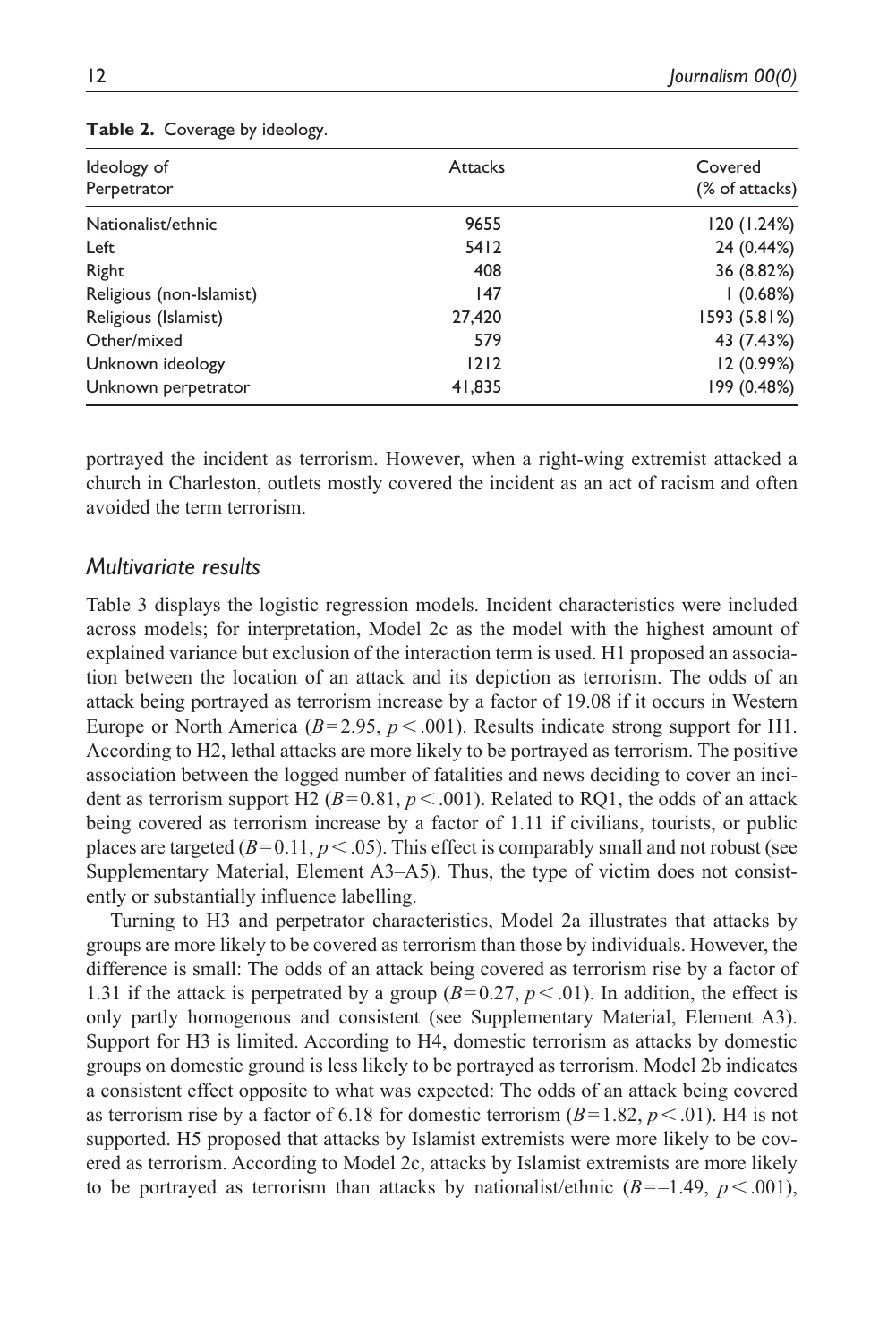**Table 2.** Coverage by ideology.

| Ideology of Perpetrator | Attacks | Covered (% of attacks) |
|---|---|---|
| Nationalist/ethnic | 9655 | 120 (1.24%) |
| Left | 5412 | 24 (0.44%) |
| Right | 408 | 36 (8.82%) |
| Religious (non-Islamist) | 147 | 1 (0.68%) |
| Religious (Islamist) | 27,420 | 1593 (5.81%) |
| Other/mixed | 579 | 43 (7.43%) |
| Unknown ideology | 1212 | 12 (0.99%) |
| Unknown perpetrator | 41,835 | 199 (0.48%) |

portrayed the incident as terrorism. However, when a right-wing extremist attacked a church in Charleston, outlets mostly covered the incident as an act of racism and often avoided the term terrorism.

### *Multivariate results*

Table 3 displays the logistic regression models. Incident characteristics were included across models; for interpretation, Model 2c as the model with the highest amount of explained variance but exclusion of the interaction term is used. H1 proposed an association between the location of an attack and its depiction as terrorism. The odds of an attack being portrayed as terrorism increase by a factor of 19.08 if it occurs in Western Europe or North America ($B = 2.95$, $p < .001$). Results indicate strong support for H1. According to H2, lethal attacks are more likely to be portrayed as terrorism. The positive association between the logged number of fatalities and news deciding to cover an incident as terrorism support H2 ($B = 0.81$, $p < .001$). Related to RQ1, the odds of an attack being covered as terrorism increase by a factor of 1.11 if civilians, tourists, or public places are targeted ($B = 0.11$, $p < .05$). This effect is comparably small and not robust (see Supplementary Material, Element A3–A5). Thus, the type of victim does not consistently or substantially influence labelling.

Turning to H3 and perpetrator characteristics, Model 2a illustrates that attacks by groups are more likely to be covered as terrorism than those by individuals. However, the difference is small: The odds of an attack being covered as terrorism rise by a factor of 1.31 if the attack is perpetrated by a group ($B = 0.27$, $p < .01$). In addition, the effect is only partly homogenous and consistent (see Supplementary Material, Element A3). Support for H3 is limited. According to H4, domestic terrorism as attacks by domestic groups on domestic ground is less likely to be portrayed as terrorism. Model 2b indicates a consistent effect opposite to what was expected: The odds of an attack being covered as terrorism rise by a factor of 6.18 for domestic terrorism ($B = 1.82$, $p < .01$). H4 is not supported. H5 proposed that attacks by Islamist extremists were more likely to be covered as terrorism. According to Model 2c, attacks by Islamist extremists are more likely to be portrayed as terrorism than attacks by nationalist/ethnic ($B = -1.49$, $p < .001$),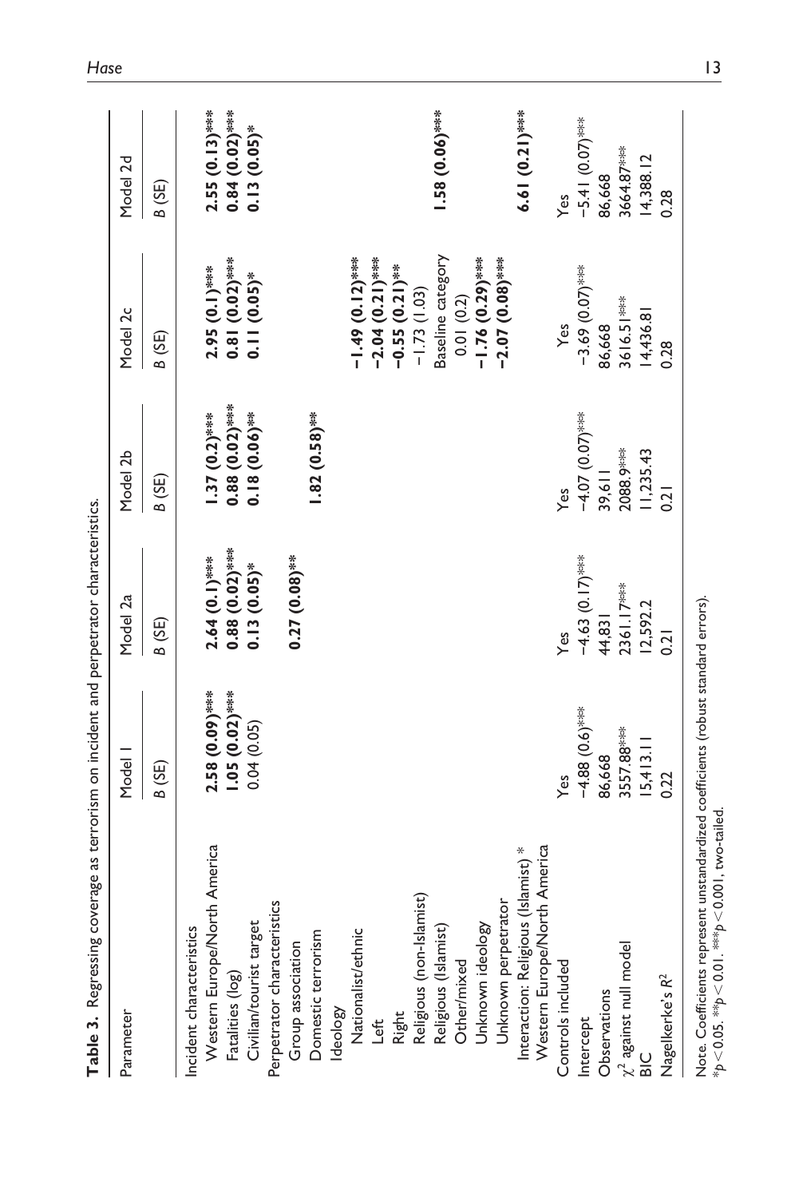**Table 3.** Regressing coverage as terrorism on incident and perpetrator characteristics.

| Parameter | Model 1 | Model 2a | Model 2b | Model 2c | Model 2d |
|---|---|---|---|---|---|
| | *B* (SE) | *B* (SE) | *B* (SE) | *B* (SE) | *B* (SE) |
| Incident characteristics | | | | | |
| Western Europe/North America | **2.58 (0.09)\*\*\*** | **2.64 (0.1)\*\*\*** | **1.37 (0.2)\*\*\*** | **2.95 (0.1)\*\*\*** | **2.55 (0.13)\*\*\*** |
| Fatalities (log) | **1.05 (0.02)\*\*\*** | **0.88 (0.02)\*\*\*** | **0.88 (0.02)\*\*\*** | **0.81 (0.02)\*\*\*** | **0.84 (0.02)\*\*\*** |
| Civilian/tourist target | 0.04 (0.05) | **0.13 (0.05)\*** | **0.18 (0.06)\*\*** | **0.11 (0.05)\*** | **0.13 (0.05)\*** |
| Perpetrator characteristics | | | | | |
| Group association | | **0.27 (0.08)\*\*** | | | |
| Domestic terrorism | | | **1.82 (0.58)\*\*** | | |
| Ideology | | | | | |
| Nationalist/ethnic | | | | **−1.49 (0.12)\*\*\*** | |
| Left | | | | **−2.04 (0.21)\*\*\*** | |
| Right | | | | **−0.55 (0.21)\*\*** | |
| Religious (non-Islamist) | | | | −1.73 (1.03) | |
| Religious (Islamist) | | | | Baseline category | **1.58 (0.06)\*\*\*** |
| Other/mixed | | | | 0.01 (0.2) | |
| Unknown ideology | | | | **−1.76 (0.29)\*\*\*** | |
| Unknown perpetrator | | | | **−2.07 (0.08)\*\*\*** | |
| Interaction: Religious (Islamist) \* Western Europe/North America | | | | | **6.61 (0.21)\*\*\*** |
| Controls included | Yes | Yes | Yes | Yes | Yes |
| Intercept | −4.88 (0.6)\*\*\* | −4.63 (0.17)\*\*\* | −4.07 (0.07)\*\*\* | −3.69 (0.07)\*\*\* | −5.41 (0.07)\*\*\* |
| Observations | 86,668 | 44,831 | 39,611 | 86,668 | 86,668 |
| $\chi^2$ against null model | 3557.88\*\*\* | 2361.17\*\*\* | 2088.9\*\*\* | 3616.51\*\*\* | 3664.87\*\*\* |
| BIC | 15,413.11 | 12,592.2 | 11,235.43 | 14,436.81 | 14,388.12 |
| Nagelkerke's $R^2$ | 0.22 | 0.21 | 0.21 | 0.28 | 0.28 |

Note. Coefficients represent unstandardized coefficients (robust standard errors).
$^{*}p < 0.05$. $^{**}p < 0.01$. $^{***}p < 0.001$, two-tailed.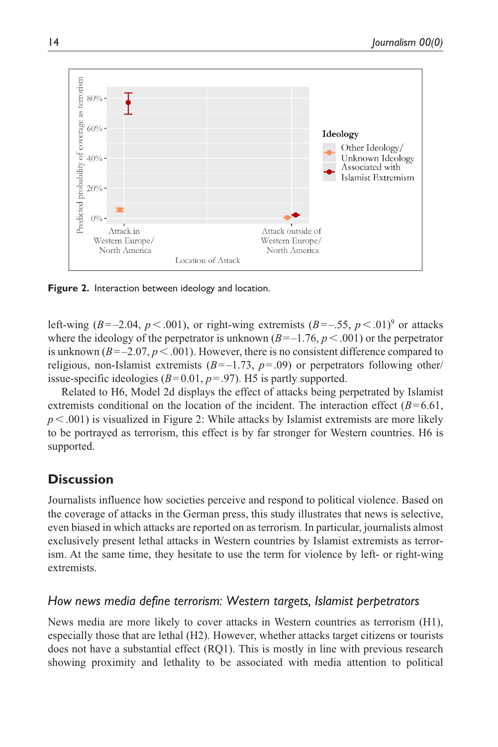Figure 2. Interaction between ideology and location.

left-wing ($B$=–2.04, $p$ < .001), or right-wing extremists ($B$=–.55, $p$ < .01)[9] or attacks where the ideology of the perpetrator is unknown ($B$=–1.76, $p$ < .001) or the perpetrator is unknown ($B$=–2.07, $p$ < .001). However, there is no consistent difference compared to religious, non-Islamist extremists ($B$=–1.73, $p$=.09) or perpetrators following other/issue-specific ideologies ($B$=0.01, $p$=.97). H5 is partly supported.

Related to H6, Model 2d displays the effect of attacks being perpetrated by Islamist extremists conditional on the location of the incident. The interaction effect ($B$=6.61, $p$ < .001) is visualized in Figure 2: While attacks by Islamist extremists are more likely to be portrayed as terrorism, this effect is by far stronger for Western countries. H6 is supported.

## Discussion

Journalists influence how societies perceive and respond to political violence. Based on the coverage of attacks in the German press, this study illustrates that news is selective, even biased in which attacks are reported on as terrorism. In particular, journalists almost exclusively present lethal attacks in Western countries by Islamist extremists as terrorism. At the same time, they hesitate to use the term for violence by left- or right-wing extremists.

### *How news media define terrorism: Western targets, Islamist perpetrators*

News media are more likely to cover attacks in Western countries as terrorism (H1), especially those that are lethal (H2). However, whether attacks target citizens or tourists does not have a substantial effect (RQ1). This is mostly in line with previous research showing proximity and lethality to be associated with media attention to political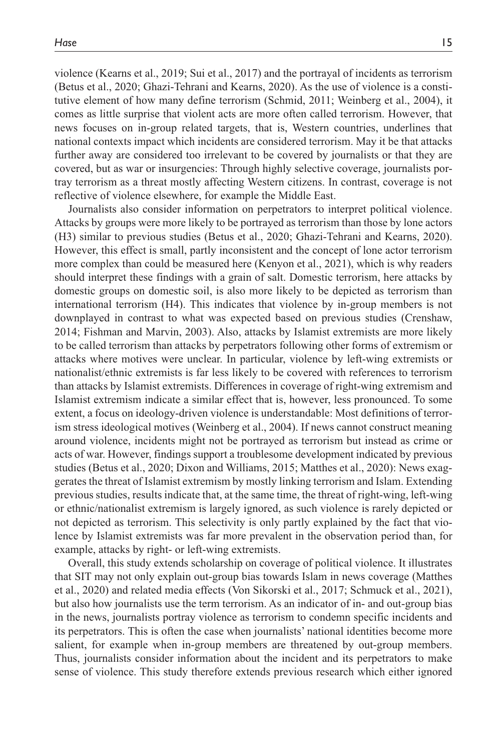violence (Kearns et al., 2019; Sui et al., 2017) and the portrayal of incidents as terrorism (Betus et al., 2020; Ghazi-Tehrani and Kearns, 2020). As the use of violence is a constitutive element of how many define terrorism (Schmid, 2011; Weinberg et al., 2004), it comes as little surprise that violent acts are more often called terrorism. However, that news focuses on in-group related targets, that is, Western countries, underlines that national contexts impact which incidents are considered terrorism. May it be that attacks further away are considered too irrelevant to be covered by journalists or that they are covered, but as war or insurgencies: Through highly selective coverage, journalists portray terrorism as a threat mostly affecting Western citizens. In contrast, coverage is not reflective of violence elsewhere, for example the Middle East.

Journalists also consider information on perpetrators to interpret political violence. Attacks by groups were more likely to be portrayed as terrorism than those by lone actors (H3) similar to previous studies (Betus et al., 2020; Ghazi-Tehrani and Kearns, 2020). However, this effect is small, partly inconsistent and the concept of lone actor terrorism more complex than could be measured here (Kenyon et al., 2021), which is why readers should interpret these findings with a grain of salt. Domestic terrorism, here attacks by domestic groups on domestic soil, is also more likely to be depicted as terrorism than international terrorism (H4). This indicates that violence by in-group members is not downplayed in contrast to what was expected based on previous studies (Crenshaw, 2014; Fishman and Marvin, 2003). Also, attacks by Islamist extremists are more likely to be called terrorism than attacks by perpetrators following other forms of extremism or attacks where motives were unclear. In particular, violence by left-wing extremists or nationalist/ethnic extremists is far less likely to be covered with references to terrorism than attacks by Islamist extremists. Differences in coverage of right-wing extremism and Islamist extremism indicate a similar effect that is, however, less pronounced. To some extent, a focus on ideology-driven violence is understandable: Most definitions of terrorism stress ideological motives (Weinberg et al., 2004). If news cannot construct meaning around violence, incidents might not be portrayed as terrorism but instead as crime or acts of war. However, findings support a troublesome development indicated by previous studies (Betus et al., 2020; Dixon and Williams, 2015; Matthes et al., 2020): News exaggerates the threat of Islamist extremism by mostly linking terrorism and Islam. Extending previous studies, results indicate that, at the same time, the threat of right-wing, left-wing or ethnic/nationalist extremism is largely ignored, as such violence is rarely depicted or not depicted as terrorism. This selectivity is only partly explained by the fact that violence by Islamist extremists was far more prevalent in the observation period than, for example, attacks by right- or left-wing extremists.

Overall, this study extends scholarship on coverage of political violence. It illustrates that SIT may not only explain out-group bias towards Islam in news coverage (Matthes et al., 2020) and related media effects (Von Sikorski et al., 2017; Schmuck et al., 2021), but also how journalists use the term terrorism. As an indicator of in- and out-group bias in the news, journalists portray violence as terrorism to condemn specific incidents and its perpetrators. This is often the case when journalists' national identities become more salient, for example when in-group members are threatened by out-group members. Thus, journalists consider information about the incident and its perpetrators to make sense of violence. This study therefore extends previous research which either ignored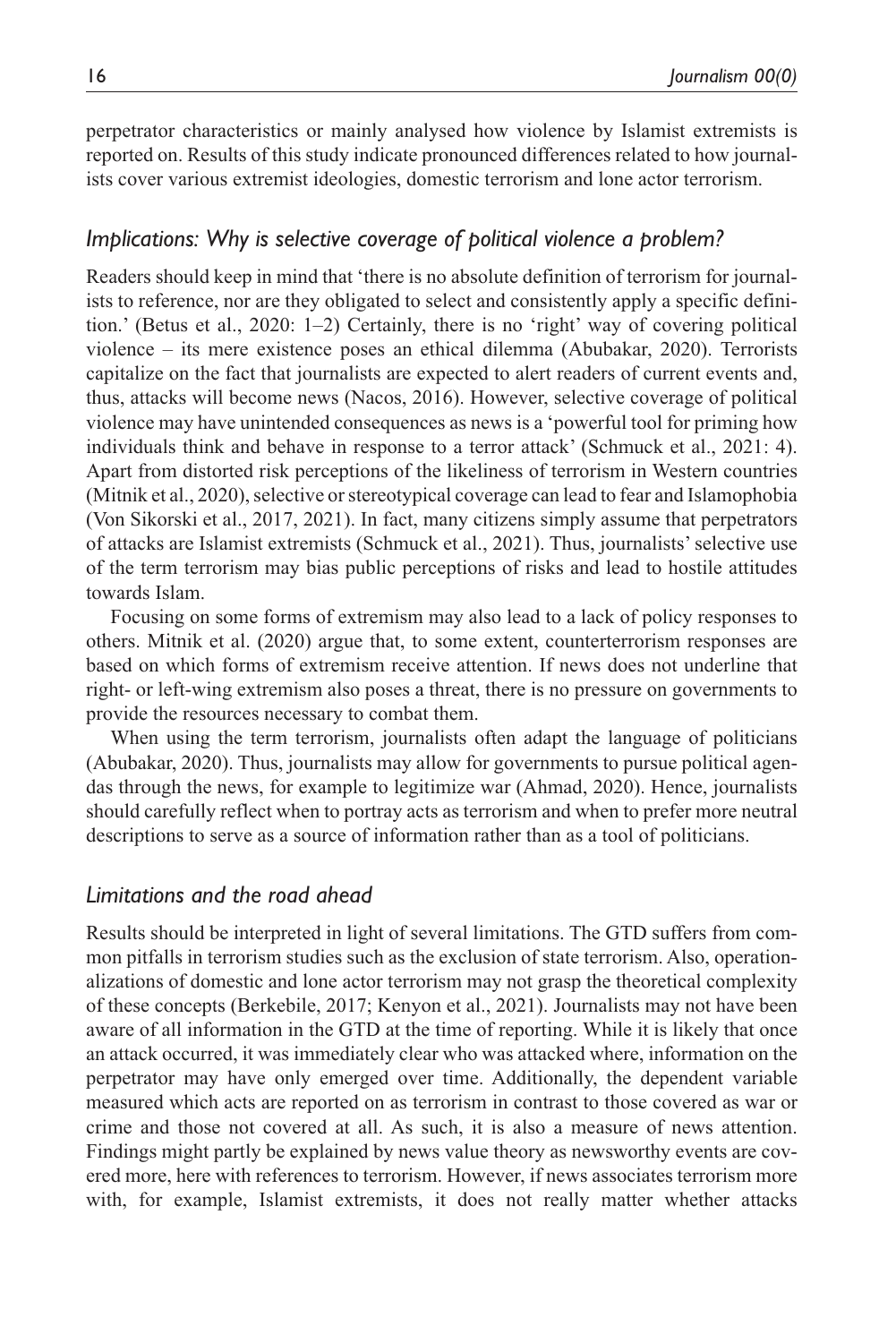perpetrator characteristics or mainly analysed how violence by Islamist extremists is reported on. Results of this study indicate pronounced differences related to how journalists cover various extremist ideologies, domestic terrorism and lone actor terrorism.

### *Implications: Why is selective coverage of political violence a problem?*

Readers should keep in mind that 'there is no absolute definition of terrorism for journalists to reference, nor are they obligated to select and consistently apply a specific definition.' (Betus et al., 2020: 1–2) Certainly, there is no 'right' way of covering political violence – its mere existence poses an ethical dilemma (Abubakar, 2020). Terrorists capitalize on the fact that journalists are expected to alert readers of current events and, thus, attacks will become news (Nacos, 2016). However, selective coverage of political violence may have unintended consequences as news is a 'powerful tool for priming how individuals think and behave in response to a terror attack' (Schmuck et al., 2021: 4). Apart from distorted risk perceptions of the likeliness of terrorism in Western countries (Mitnik et al., 2020), selective or stereotypical coverage can lead to fear and Islamophobia (Von Sikorski et al., 2017, 2021). In fact, many citizens simply assume that perpetrators of attacks are Islamist extremists (Schmuck et al., 2021). Thus, journalists' selective use of the term terrorism may bias public perceptions of risks and lead to hostile attitudes towards Islam.

Focusing on some forms of extremism may also lead to a lack of policy responses to others. Mitnik et al. (2020) argue that, to some extent, counterterrorism responses are based on which forms of extremism receive attention. If news does not underline that right- or left-wing extremism also poses a threat, there is no pressure on governments to provide the resources necessary to combat them.

When using the term terrorism, journalists often adapt the language of politicians (Abubakar, 2020). Thus, journalists may allow for governments to pursue political agendas through the news, for example to legitimize war (Ahmad, 2020). Hence, journalists should carefully reflect when to portray acts as terrorism and when to prefer more neutral descriptions to serve as a source of information rather than as a tool of politicians.

### *Limitations and the road ahead*

Results should be interpreted in light of several limitations. The GTD suffers from common pitfalls in terrorism studies such as the exclusion of state terrorism. Also, operationalizations of domestic and lone actor terrorism may not grasp the theoretical complexity of these concepts (Berkebile, 2017; Kenyon et al., 2021). Journalists may not have been aware of all information in the GTD at the time of reporting. While it is likely that once an attack occurred, it was immediately clear who was attacked where, information on the perpetrator may have only emerged over time. Additionally, the dependent variable measured which acts are reported on as terrorism in contrast to those covered as war or crime and those not covered at all. As such, it is also a measure of news attention. Findings might partly be explained by news value theory as newsworthy events are covered more, here with references to terrorism. However, if news associates terrorism more with, for example, Islamist extremists, it does not really matter whether attacks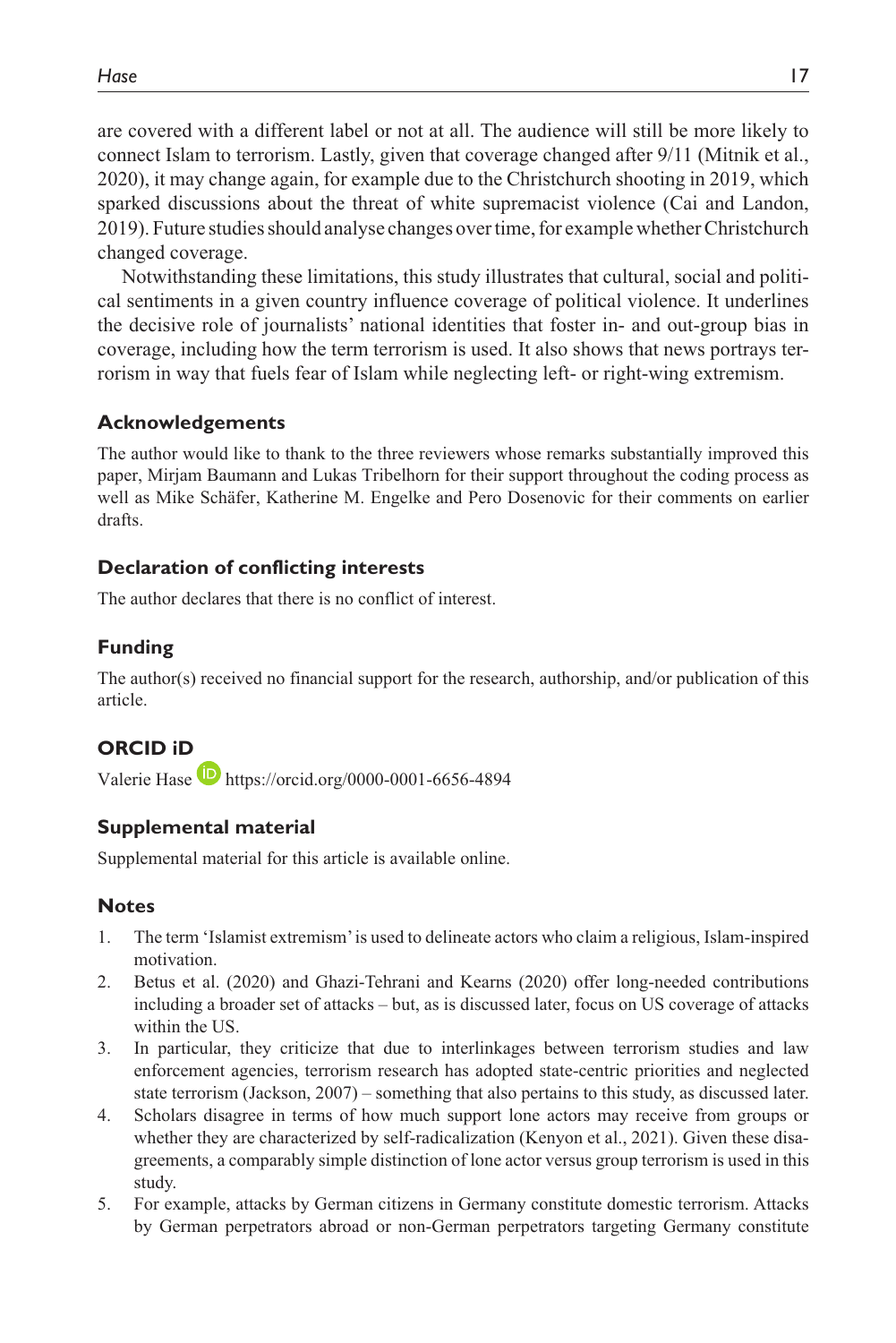are covered with a different label or not at all. The audience will still be more likely to connect Islam to terrorism. Lastly, given that coverage changed after 9/11 (Mitnik et al., 2020), it may change again, for example due to the Christchurch shooting in 2019, which sparked discussions about the threat of white supremacist violence (Cai and Landon, 2019). Future studies should analyse changes over time, for example whether Christchurch changed coverage.

Notwithstanding these limitations, this study illustrates that cultural, social and political sentiments in a given country influence coverage of political violence. It underlines the decisive role of journalists' national identities that foster in- and out-group bias in coverage, including how the term terrorism is used. It also shows that news portrays terrorism in way that fuels fear of Islam while neglecting left- or right-wing extremism.

## Acknowledgements

The author would like to thank to the three reviewers whose remarks substantially improved this paper, Mirjam Baumann and Lukas Tribelhorn for their support throughout the coding process as well as Mike Schäfer, Katherine M. Engelke and Pero Dosenovic for their comments on earlier drafts.

## Declaration of conflicting interests

The author declares that there is no conflict of interest.

## Funding

The author(s) received no financial support for the research, authorship, and/or publication of this article.

## ORCID iD

Valerie Hase https://orcid.org/0000-0001-6656-4894

## Supplemental material

Supplemental material for this article is available online.

## Notes

1. The term 'Islamist extremism' is used to delineate actors who claim a religious, Islam-inspired motivation.
2. Betus et al. (2020) and Ghazi-Tehrani and Kearns (2020) offer long-needed contributions including a broader set of attacks – but, as is discussed later, focus on US coverage of attacks within the US.
3. In particular, they criticize that due to interlinkages between terrorism studies and law enforcement agencies, terrorism research has adopted state-centric priorities and neglected state terrorism (Jackson, 2007) – something that also pertains to this study, as discussed later.
4. Scholars disagree in terms of how much support lone actors may receive from groups or whether they are characterized by self-radicalization (Kenyon et al., 2021). Given these disagreements, a comparably simple distinction of lone actor versus group terrorism is used in this study.
5. For example, attacks by German citizens in Germany constitute domestic terrorism. Attacks by German perpetrators abroad or non-German perpetrators targeting Germany constitute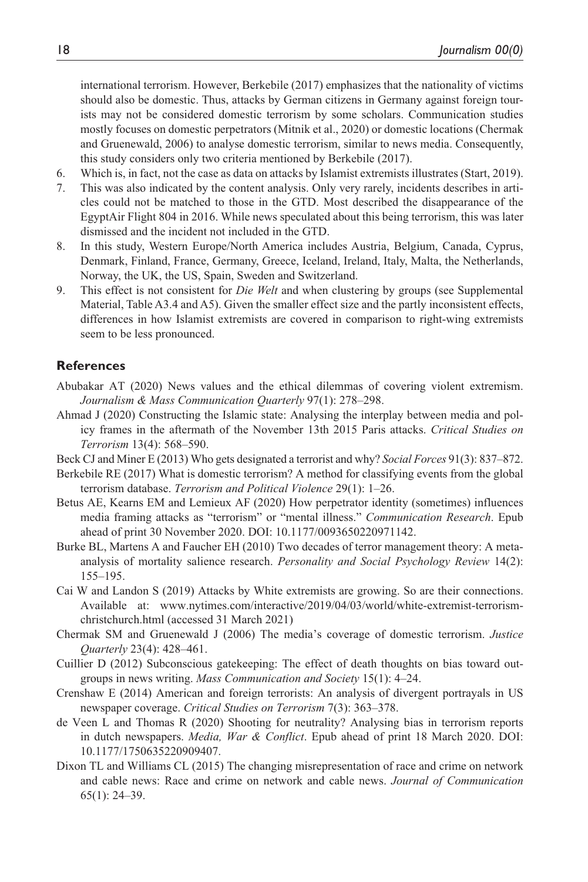international terrorism. However, Berkebile (2017) emphasizes that the nationality of victims should also be domestic. Thus, attacks by German citizens in Germany against foreign tourists may not be considered domestic terrorism by some scholars. Communication studies mostly focuses on domestic perpetrators (Mitnik et al., 2020) or domestic locations (Chermak and Gruenewald, 2006) to analyse domestic terrorism, similar to news media. Consequently, this study considers only two criteria mentioned by Berkebile (2017).

6. Which is, in fact, not the case as data on attacks by Islamist extremists illustrates (Start, 2019).
7. This was also indicated by the content analysis. Only very rarely, incidents describes in articles could not be matched to those in the GTD. Most described the disappearance of the EgyptAir Flight 804 in 2016. While news speculated about this being terrorism, this was later dismissed and the incident not included in the GTD.
8. In this study, Western Europe/North America includes Austria, Belgium, Canada, Cyprus, Denmark, Finland, France, Germany, Greece, Iceland, Ireland, Italy, Malta, the Netherlands, Norway, the UK, the US, Spain, Sweden and Switzerland.
9. This effect is not consistent for *Die Welt* and when clustering by groups (see Supplemental Material, Table A3.4 and A5). Given the smaller effect size and the partly inconsistent effects, differences in how Islamist extremists are covered in comparison to right-wing extremists seem to be less pronounced.

## References

Abubakar AT (2020) News values and the ethical dilemmas of covering violent extremism. *Journalism & Mass Communication Quarterly* 97(1): 278–298.

Ahmad J (2020) Constructing the Islamic state: Analysing the interplay between media and policy frames in the aftermath of the November 13th 2015 Paris attacks. *Critical Studies on Terrorism* 13(4): 568–590.

Beck CJ and Miner E (2013) Who gets designated a terrorist and why? *Social Forces* 91(3): 837–872.

Berkebile RE (2017) What is domestic terrorism? A method for classifying events from the global terrorism database. *Terrorism and Political Violence* 29(1): 1–26.

Betus AE, Kearns EM and Lemieux AF (2020) How perpetrator identity (sometimes) influences media framing attacks as "terrorism" or "mental illness." *Communication Research*. Epub ahead of print 30 November 2020. DOI: 10.1177/0093650220971142.

Burke BL, Martens A and Faucher EH (2010) Two decades of terror management theory: A meta-analysis of mortality salience research. *Personality and Social Psychology Review* 14(2): 155–195.

Cai W and Landon S (2019) Attacks by White extremists are growing. So are their connections. Available at: www.nytimes.com/interactive/2019/04/03/world/white-extremist-terrorism-christchurch.html (accessed 31 March 2021)

Chermak SM and Gruenewald J (2006) The media's coverage of domestic terrorism. *Justice Quarterly* 23(4): 428–461.

Cuillier D (2012) Subconscious gatekeeping: The effect of death thoughts on bias toward outgroups in news writing. *Mass Communication and Society* 15(1): 4–24.

Crenshaw E (2014) American and foreign terrorists: An analysis of divergent portrayals in US newspaper coverage. *Critical Studies on Terrorism* 7(3): 363–378.

de Veen L and Thomas R (2020) Shooting for neutrality? Analysing bias in terrorism reports in dutch newspapers. *Media, War & Conflict*. Epub ahead of print 18 March 2020. DOI: 10.1177/1750635220909407.

Dixon TL and Williams CL (2015) The changing misrepresentation of race and crime on network and cable news: Race and crime on network and cable news. *Journal of Communication* 65(1): 24–39.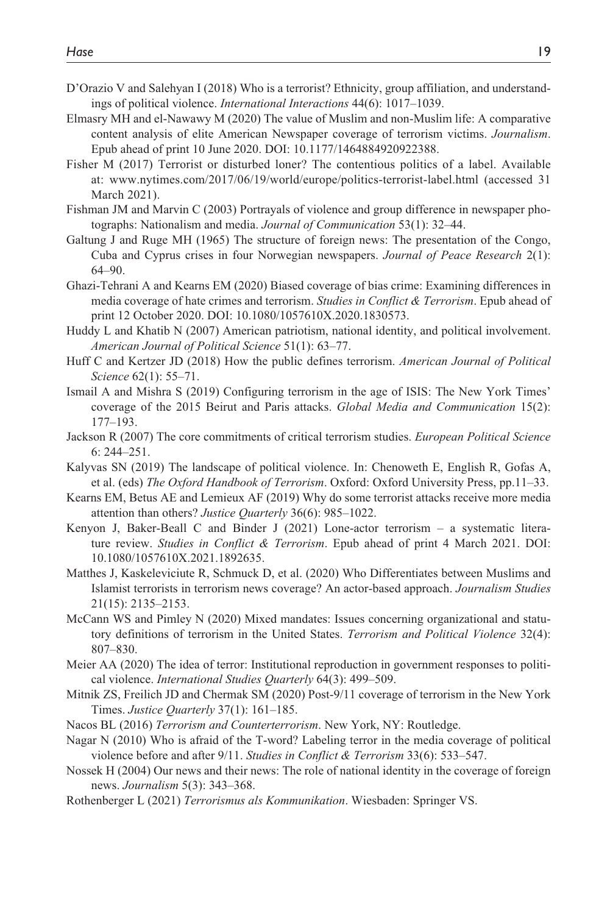D'Orazio V and Salehyan I (2018) Who is a terrorist? Ethnicity, group affiliation, and understandings of political violence. *International Interactions* 44(6): 1017–1039.

Elmasry MH and el-Nawawy M (2020) The value of Muslim and non-Muslim life: A comparative content analysis of elite American Newspaper coverage of terrorism victims. *Journalism*. Epub ahead of print 10 June 2020. DOI: 10.1177/1464884920922388.

Fisher M (2017) Terrorist or disturbed loner? The contentious politics of a label. Available at: www.nytimes.com/2017/06/19/world/europe/politics-terrorist-label.html (accessed 31 March 2021).

Fishman JM and Marvin C (2003) Portrayals of violence and group difference in newspaper photographs: Nationalism and media. *Journal of Communication* 53(1): 32–44.

Galtung J and Ruge MH (1965) The structure of foreign news: The presentation of the Congo, Cuba and Cyprus crises in four Norwegian newspapers. *Journal of Peace Research* 2(1): 64–90.

Ghazi-Tehrani A and Kearns EM (2020) Biased coverage of bias crime: Examining differences in media coverage of hate crimes and terrorism. *Studies in Conflict & Terrorism*. Epub ahead of print 12 October 2020. DOI: 10.1080/1057610X.2020.1830573.

Huddy L and Khatib N (2007) American patriotism, national identity, and political involvement. *American Journal of Political Science* 51(1): 63–77.

Huff C and Kertzer JD (2018) How the public defines terrorism. *American Journal of Political Science* 62(1): 55–71.

Ismail A and Mishra S (2019) Configuring terrorism in the age of ISIS: The New York Times' coverage of the 2015 Beirut and Paris attacks. *Global Media and Communication* 15(2): 177–193.

Jackson R (2007) The core commitments of critical terrorism studies. *European Political Science* 6: 244–251.

Kalyvas SN (2019) The landscape of political violence. In: Chenoweth E, English R, Gofas A, et al. (eds) *The Oxford Handbook of Terrorism*. Oxford: Oxford University Press, pp.11–33.

Kearns EM, Betus AE and Lemieux AF (2019) Why do some terrorist attacks receive more media attention than others? *Justice Quarterly* 36(6): 985–1022.

Kenyon J, Baker-Beall C and Binder J (2021) Lone-actor terrorism – a systematic literature review. *Studies in Conflict & Terrorism*. Epub ahead of print 4 March 2021. DOI: 10.1080/1057610X.2021.1892635.

Matthes J, Kaskeleviciute R, Schmuck D, et al. (2020) Who Differentiates between Muslims and Islamist terrorists in terrorism news coverage? An actor-based approach. *Journalism Studies* 21(15): 2135–2153.

McCann WS and Pimley N (2020) Mixed mandates: Issues concerning organizational and statutory definitions of terrorism in the United States. *Terrorism and Political Violence* 32(4): 807–830.

Meier AA (2020) The idea of terror: Institutional reproduction in government responses to political violence. *International Studies Quarterly* 64(3): 499–509.

Mitnik ZS, Freilich JD and Chermak SM (2020) Post-9/11 coverage of terrorism in the New York Times. *Justice Quarterly* 37(1): 161–185.

Nacos BL (2016) *Terrorism and Counterterrorism*. New York, NY: Routledge.

Nagar N (2010) Who is afraid of the T-word? Labeling terror in the media coverage of political violence before and after 9/11. *Studies in Conflict & Terrorism* 33(6): 533–547.

Nossek H (2004) Our news and their news: The role of national identity in the coverage of foreign news. *Journalism* 5(3): 343–368.

Rothenberger L (2021) *Terrorismus als Kommunikation*. Wiesbaden: Springer VS.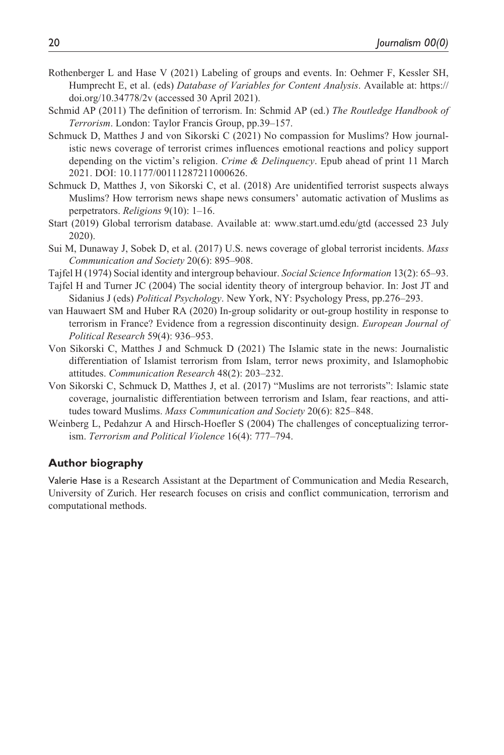Rothenberger L and Hase V (2021) Labeling of groups and events. In: Oehmer F, Kessler SH, Humprecht E, et al. (eds) *Database of Variables for Content Analysis*. Available at: https://doi.org/10.34778/2v (accessed 30 April 2021).

Schmid AP (2011) The definition of terrorism. In: Schmid AP (ed.) *The Routledge Handbook of Terrorism*. London: Taylor Francis Group, pp.39–157.

Schmuck D, Matthes J and von Sikorski C (2021) No compassion for Muslims? How journalistic news coverage of terrorist crimes influences emotional reactions and policy support depending on the victim's religion. *Crime & Delinquency*. Epub ahead of print 11 March 2021. DOI: 10.1177/00111287211000626.

Schmuck D, Matthes J, von Sikorski C, et al. (2018) Are unidentified terrorist suspects always Muslims? How terrorism news shape news consumers' automatic activation of Muslims as perpetrators. *Religions* 9(10): 1–16.

Start (2019) Global terrorism database. Available at: www.start.umd.edu/gtd (accessed 23 July 2020).

Sui M, Dunaway J, Sobek D, et al. (2017) U.S. news coverage of global terrorist incidents. *Mass Communication and Society* 20(6): 895–908.

Tajfel H (1974) Social identity and intergroup behaviour. *Social Science Information* 13(2): 65–93.

Tajfel H and Turner JC (2004) The social identity theory of intergroup behavior. In: Jost JT and Sidanius J (eds) *Political Psychology*. New York, NY: Psychology Press, pp.276–293.

van Hauwaert SM and Huber RA (2020) In-group solidarity or out-group hostility in response to terrorism in France? Evidence from a regression discontinuity design. *European Journal of Political Research* 59(4): 936–953.

Von Sikorski C, Matthes J and Schmuck D (2021) The Islamic state in the news: Journalistic differentiation of Islamist terrorism from Islam, terror news proximity, and Islamophobic attitudes. *Communication Research* 48(2): 203–232.

Von Sikorski C, Schmuck D, Matthes J, et al. (2017) "Muslims are not terrorists": Islamic state coverage, journalistic differentiation between terrorism and Islam, fear reactions, and attitudes toward Muslims. *Mass Communication and Society* 20(6): 825–848.

Weinberg L, Pedahzur A and Hirsch-Hoefler S (2004) The challenges of conceptualizing terrorism. *Terrorism and Political Violence* 16(4): 777–794.

## Author biography

Valerie Hase is a Research Assistant at the Department of Communication and Media Research, University of Zurich. Her research focuses on crisis and conflict communication, terrorism and computational methods.